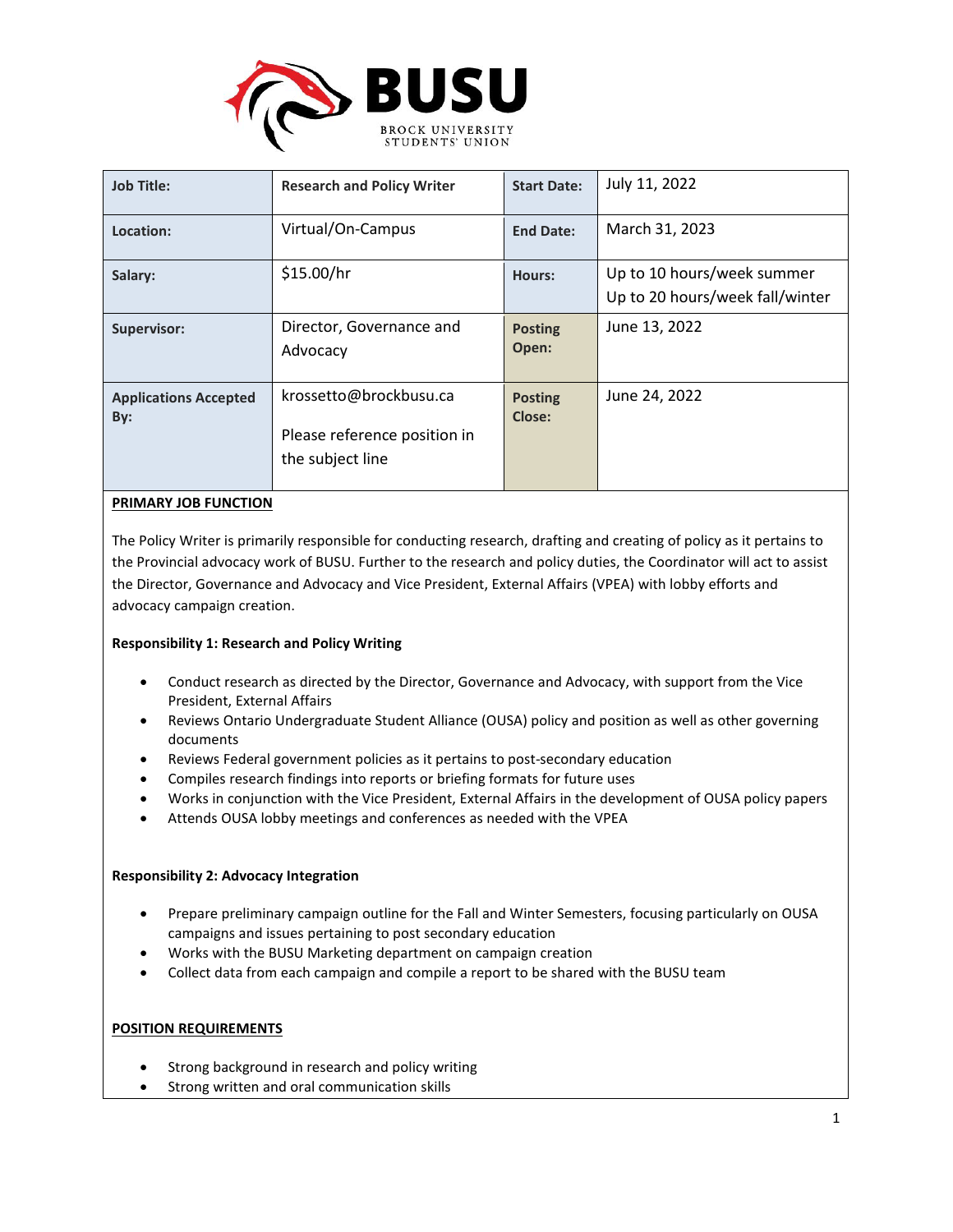BUSU
BROCK UNIVERSITY STUDENTS' UNION

| **Job Title:** | **Research and Policy Writer** | **Start Date:** | July 11, 2022 |
|---|---|---|---|
| **Location:** | Virtual/On-Campus | **End Date:** | March 31, 2023 |
| **Salary:** | $15.00/hr | **Hours:** | Up to 10 hours/week summer<br>Up to 20 hours/week fall/winter |
| **Supervisor:** | Director, Governance and Advocacy | **Posting Open:** | June 13, 2022 |
| **Applications Accepted By:** | krossetto@brockbusu.ca<br><br>Please reference position in the subject line | **Posting Close:** | June 24, 2022 |

**PRIMARY JOB FUNCTION**

The Policy Writer is primarily responsible for conducting research, drafting and creating of policy as it pertains to the Provincial advocacy work of BUSU. Further to the research and policy duties, the Coordinator will act to assist the Director, Governance and Advocacy and Vice President, External Affairs (VPEA) with lobby efforts and advocacy campaign creation.

**Responsibility 1: Research and Policy Writing**

- Conduct research as directed by the Director, Governance and Advocacy, with support from the Vice President, External Affairs
- Reviews Ontario Undergraduate Student Alliance (OUSA) policy and position as well as other governing documents
- Reviews Federal government policies as it pertains to post-secondary education
- Compiles research findings into reports or briefing formats for future uses
- Works in conjunction with the Vice President, External Affairs in the development of OUSA policy papers
- Attends OUSA lobby meetings and conferences as needed with the VPEA

**Responsibility 2: Advocacy Integration**

- Prepare preliminary campaign outline for the Fall and Winter Semesters, focusing particularly on OUSA campaigns and issues pertaining to post secondary education
- Works with the BUSU Marketing department on campaign creation
- Collect data from each campaign and compile a report to be shared with the BUSU team

**POSITION REQUIREMENTS**

- Strong background in research and policy writing
- Strong written and oral communication skills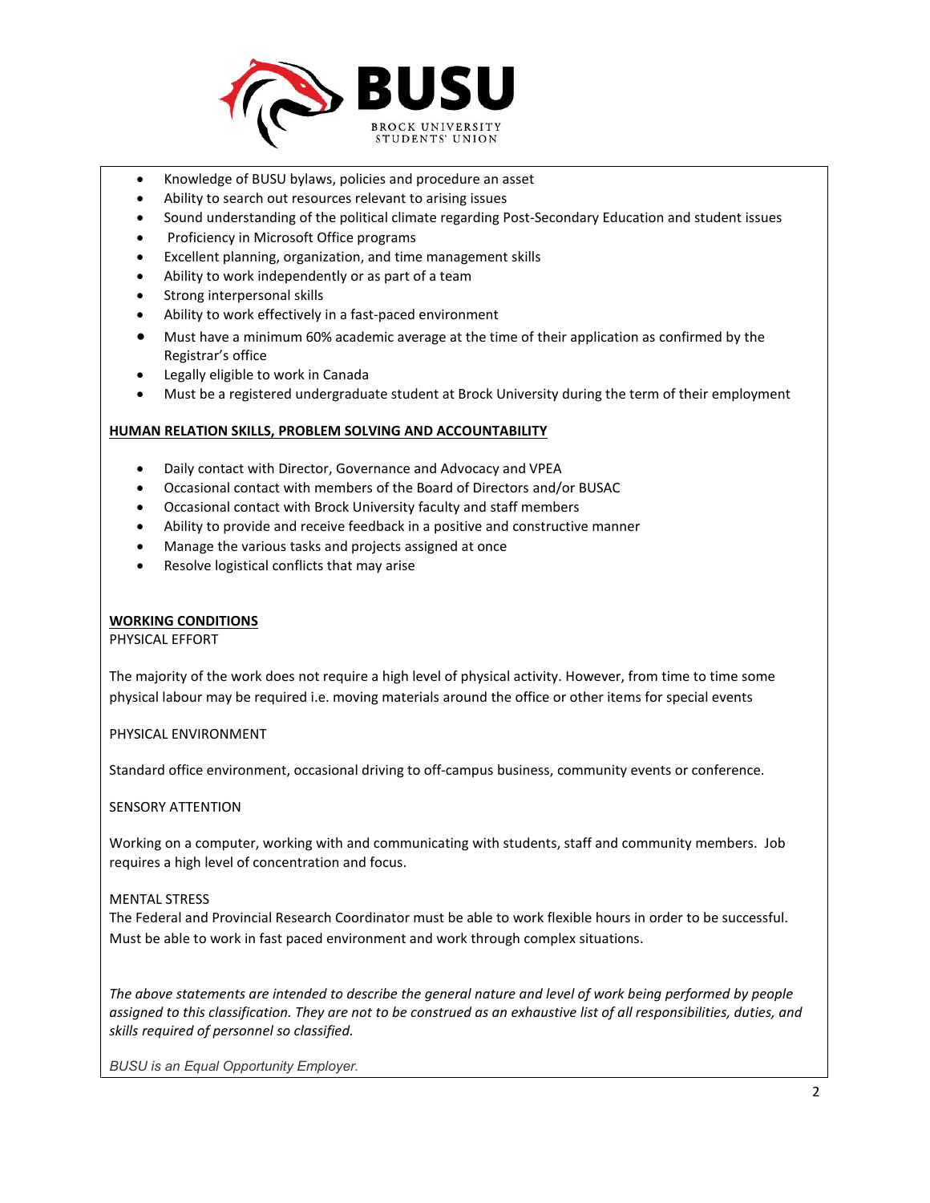- Knowledge of BUSU bylaws, policies and procedure an asset
- Ability to search out resources relevant to arising issues
- Sound understanding of the political climate regarding Post-Secondary Education and student issues
- Proficiency in Microsoft Office programs
- Excellent planning, organization, and time management skills
- Ability to work independently or as part of a team
- Strong interpersonal skills
- Ability to work effectively in a fast-paced environment
- Must have a minimum 60% academic average at the time of their application as confirmed by the Registrar's office
- Legally eligible to work in Canada
- Must be a registered undergraduate student at Brock University during the term of their employment

**HUMAN RELATION SKILLS, PROBLEM SOLVING AND ACCOUNTABILITY**

- Daily contact with Director, Governance and Advocacy and VPEA
- Occasional contact with members of the Board of Directors and/or BUSAC
- Occasional contact with Brock University faculty and staff members
- Ability to provide and receive feedback in a positive and constructive manner
- Manage the various tasks and projects assigned at once
- Resolve logistical conflicts that may arise

**WORKING CONDITIONS**

PHYSICAL EFFORT

The majority of the work does not require a high level of physical activity. However, from time to time some physical labour may be required i.e. moving materials around the office or other items for special events

PHYSICAL ENVIRONMENT

Standard office environment, occasional driving to off-campus business, community events or conference.

SENSORY ATTENTION

Working on a computer, working with and communicating with students, staff and community members. Job requires a high level of concentration and focus.

MENTAL STRESS

The Federal and Provincial Research Coordinator must be able to work flexible hours in order to be successful. Must be able to work in fast paced environment and work through complex situations.

*The above statements are intended to describe the general nature and level of work being performed by people assigned to this classification. They are not to be construed as an exhaustive list of all responsibilities, duties, and skills required of personnel so classified.*

*BUSU is an Equal Opportunity Employer.*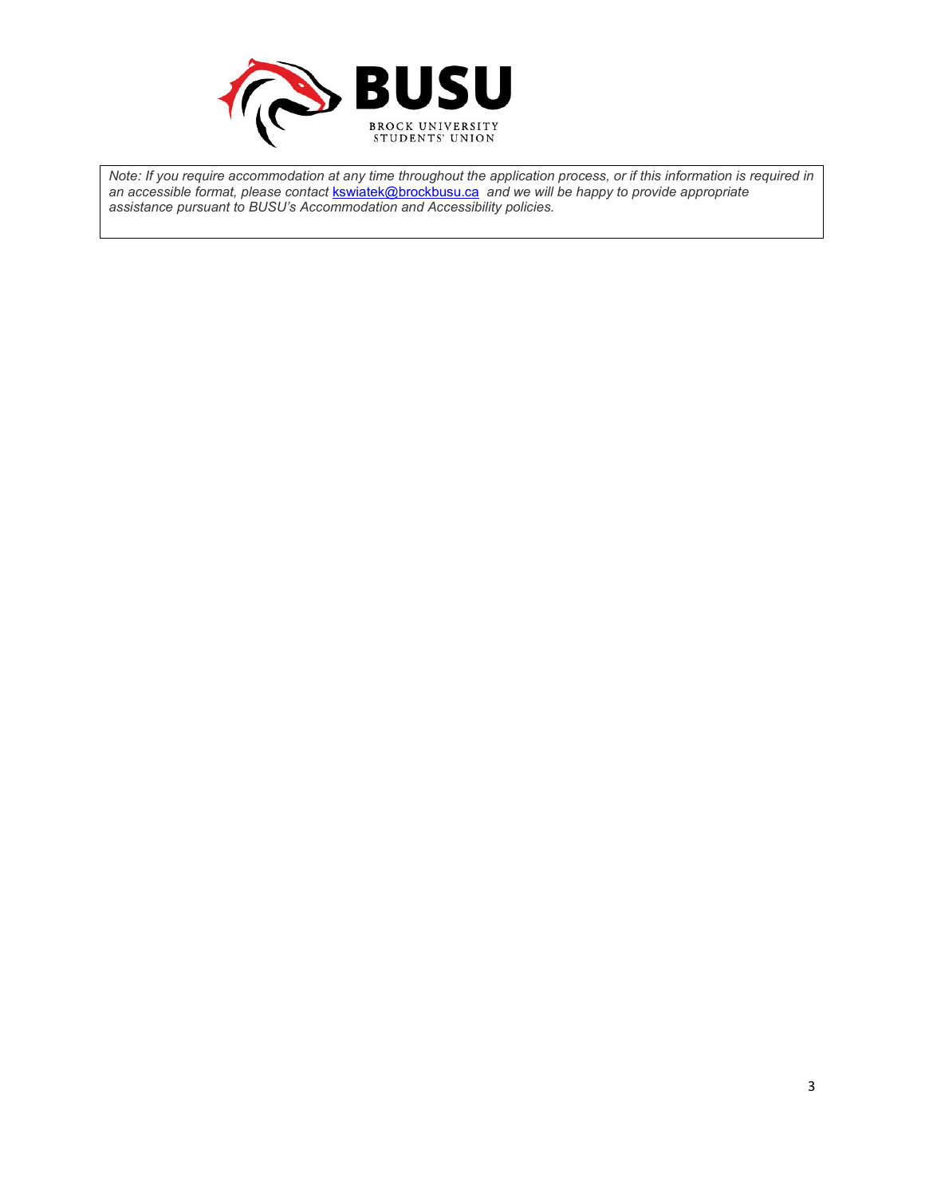BUSU

BROCK UNIVERSITY STUDENTS' UNION

*Note: If you require accommodation at any time throughout the application process, or if this information is required in an accessible format, please contact [kswiatek@brockbusu.ca](mailto:kswiatek@brockbusu.ca) and we will be happy to provide appropriate assistance pursuant to BUSU's Accommodation and Accessibility policies.*